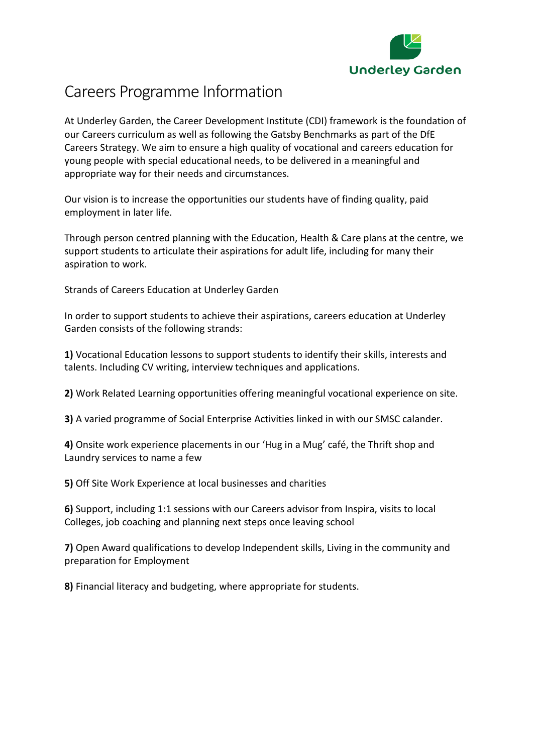Underley Garden

# Careers Programme Information

At Underley Garden, the Career Development Institute (CDI) framework is the foundation of our Careers curriculum as well as following the Gatsby Benchmarks as part of the DfE Careers Strategy. We aim to ensure a high quality of vocational and careers education for young people with special educational needs, to be delivered in a meaningful and appropriate way for their needs and circumstances.

Our vision is to increase the opportunities our students have of finding quality, paid employment in later life.

Through person centred planning with the Education, Health & Care plans at the centre, we support students to articulate their aspirations for adult life, including for many their aspiration to work.

Strands of Careers Education at Underley Garden

In order to support students to achieve their aspirations, careers education at Underley Garden consists of the following strands:

**1)** Vocational Education lessons to support students to identify their skills, interests and talents. Including CV writing, interview techniques and applications.

**2)** Work Related Learning opportunities offering meaningful vocational experience on site.

**3)** A varied programme of Social Enterprise Activities linked in with our SMSC calander.

**4)** Onsite work experience placements in our 'Hug in a Mug' café, the Thrift shop and Laundry services to name a few

**5)** Off Site Work Experience at local businesses and charities

**6)** Support, including 1:1 sessions with our Careers advisor from Inspira, visits to local Colleges, job coaching and planning next steps once leaving school

**7)** Open Award qualifications to develop Independent skills, Living in the community and preparation for Employment

**8)** Financial literacy and budgeting, where appropriate for students.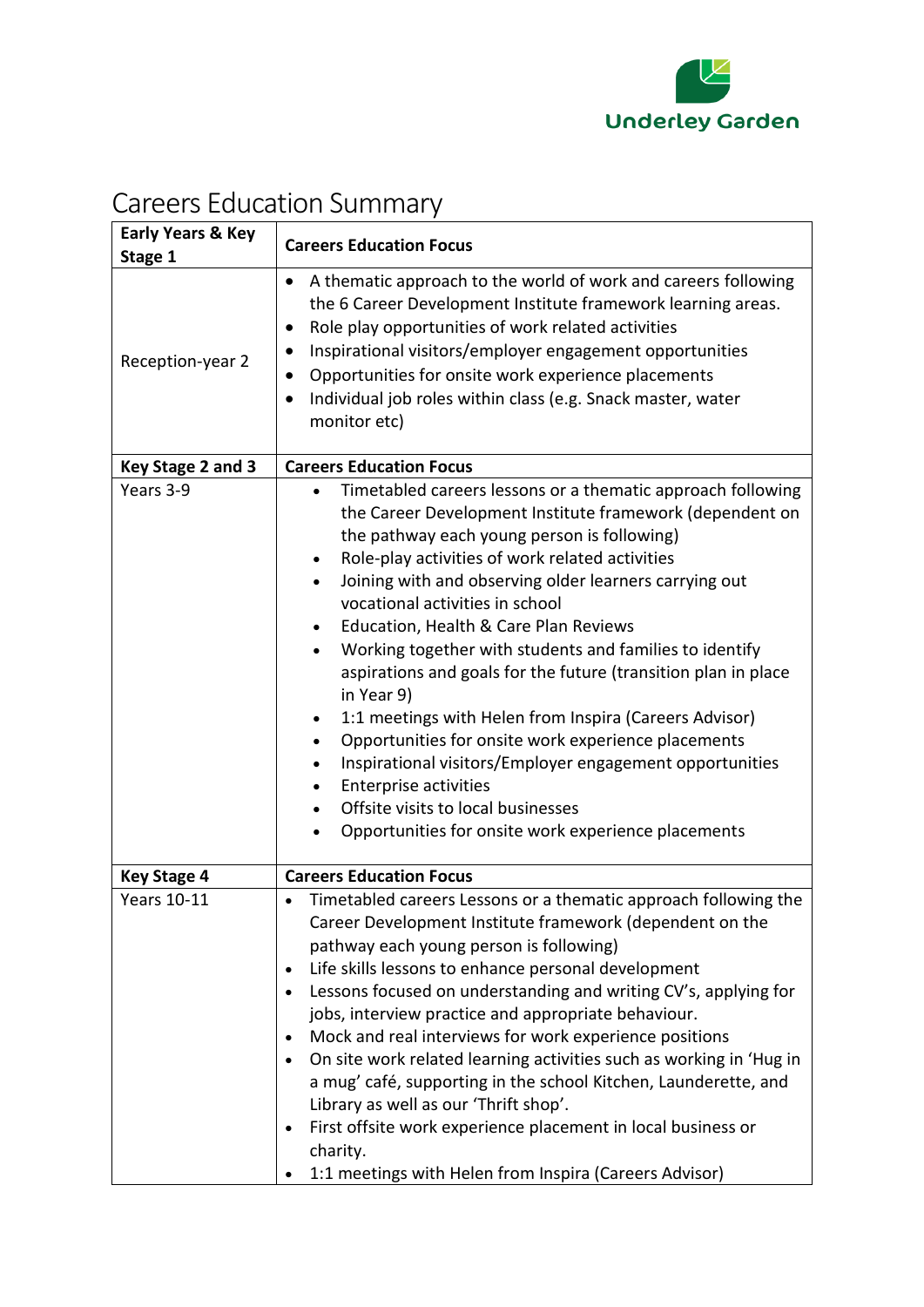Underley Garden

# Careers Education Summary

| Early Years & Key Stage 1 | Careers Education Focus |
|---|---|
| Reception-year 2 | • A thematic approach to the world of work and careers following the 6 Career Development Institute framework learning areas.<br>• Role play opportunities of work related activities<br>• Inspirational visitors/employer engagement opportunities<br>• Opportunities for onsite work experience placements<br>• Individual job roles within class (e.g. Snack master, water monitor etc) |
| **Key Stage 2 and 3** | **Careers Education Focus** |
| Years 3-9 | • Timetabled careers lessons or a thematic approach following the Career Development Institute framework (dependent on the pathway each young person is following)<br>• Role-play activities of work related activities<br>• Joining with and observing older learners carrying out vocational activities in school<br>• Education, Health & Care Plan Reviews<br>• Working together with students and families to identify aspirations and goals for the future (transition plan in place in Year 9)<br>• 1:1 meetings with Helen from Inspira (Careers Advisor)<br>• Opportunities for onsite work experience placements<br>• Inspirational visitors/Employer engagement opportunities<br>• Enterprise activities<br>• Offsite visits to local businesses<br>• Opportunities for onsite work experience placements |
| **Key Stage 4** | **Careers Education Focus** |
| Years 10-11 | • Timetabled careers Lessons or a thematic approach following the Career Development Institute framework (dependent on the pathway each young person is following)<br>• Life skills lessons to enhance personal development<br>• Lessons focused on understanding and writing CV's, applying for jobs, interview practice and appropriate behaviour.<br>• Mock and real interviews for work experience positions<br>• On site work related learning activities such as working in 'Hug in a mug' café, supporting in the school Kitchen, Launderette, and Library as well as our 'Thrift shop'.<br>• First offsite work experience placement in local business or charity.<br>• 1:1 meetings with Helen from Inspira (Careers Advisor) |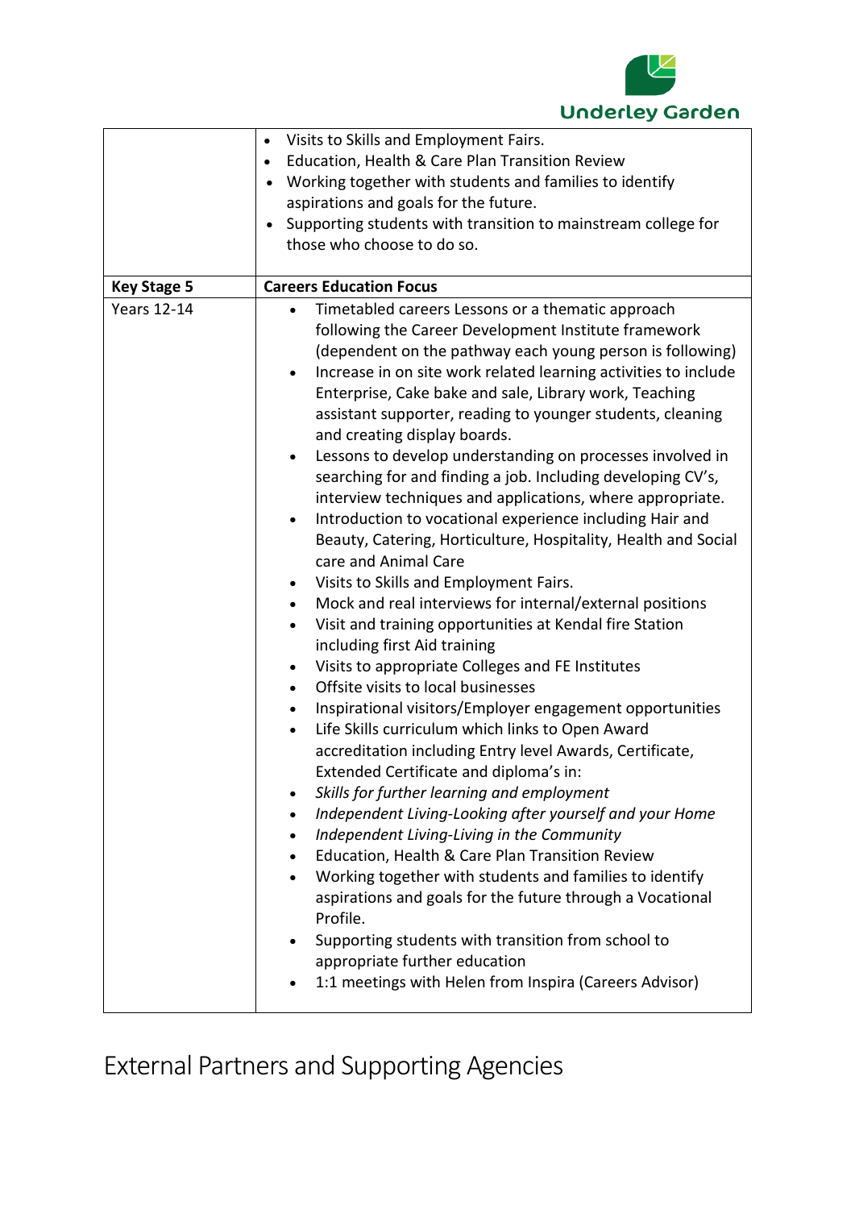| | |
|---|---|
| | • Visits to Skills and Employment Fairs.<br>• Education, Health & Care Plan Transition Review<br>• Working together with students and families to identify aspirations and goals for the future.<br>• Supporting students with transition to mainstream college for those who choose to do so. |
| **Key Stage 5** | **Careers Education Focus** |
| Years 12-14 | • Timetabled careers Lessons or a thematic approach following the Career Development Institute framework (dependent on the pathway each young person is following)<br>• Increase in on site work related learning activities to include Enterprise, Cake bake and sale, Library work, Teaching assistant supporter, reading to younger students, cleaning and creating display boards.<br>• Lessons to develop understanding on processes involved in searching for and finding a job. Including developing CV's, interview techniques and applications, where appropriate.<br>• Introduction to vocational experience including Hair and Beauty, Catering, Horticulture, Hospitality, Health and Social care and Animal Care<br>• Visits to Skills and Employment Fairs.<br>• Mock and real interviews for internal/external positions<br>• Visit and training opportunities at Kendal fire Station including first Aid training<br>• Visits to appropriate Colleges and FE Institutes<br>• Offsite visits to local businesses<br>• Inspirational visitors/Employer engagement opportunities<br>• Life Skills curriculum which links to Open Award accreditation including Entry level Awards, Certificate, Extended Certificate and diploma's in:<br>• *Skills for further learning and employment*<br>• *Independent Living-Looking after yourself and your Home*<br>• *Independent Living-Living in the Community*<br>• Education, Health & Care Plan Transition Review<br>• Working together with students and families to identify aspirations and goals for the future through a Vocational Profile.<br>• Supporting students with transition from school to appropriate further education<br>• 1:1 meetings with Helen from Inspira (Careers Advisor) |

# External Partners and Supporting Agencies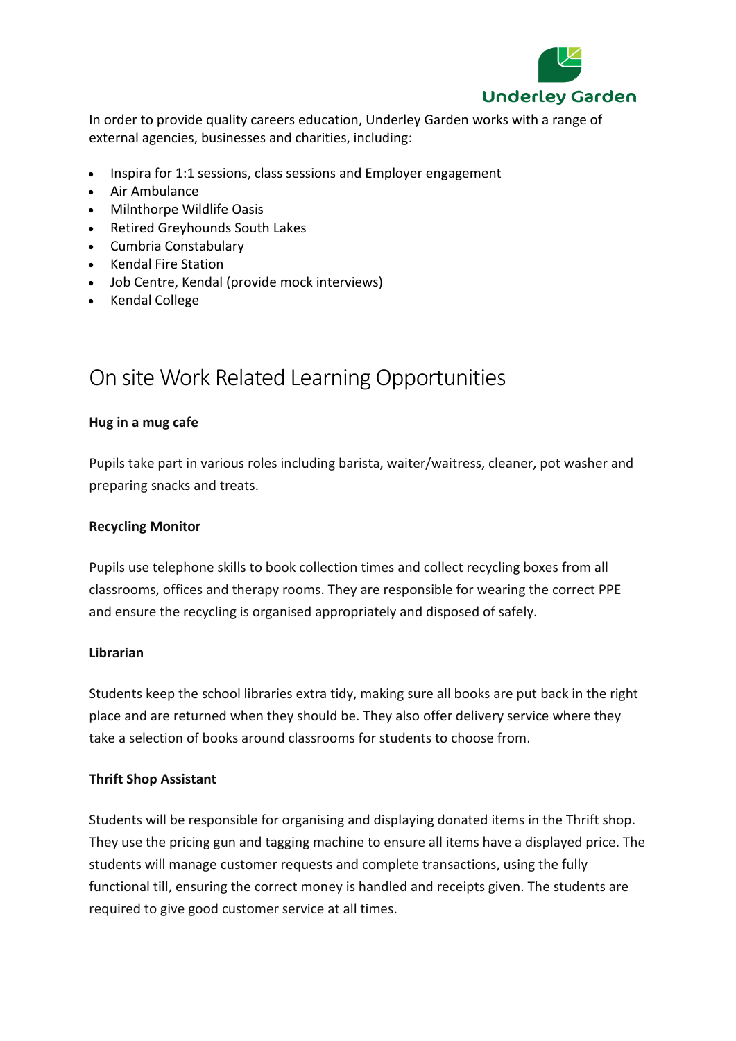In order to provide quality careers education, Underley Garden works with a range of external agencies, businesses and charities, including:

- Inspira for 1:1 sessions, class sessions and Employer engagement
- Air Ambulance
- Milnthorpe Wildlife Oasis
- Retired Greyhounds South Lakes
- Cumbria Constabulary
- Kendal Fire Station
- Job Centre, Kendal (provide mock interviews)
- Kendal College

## On site Work Related Learning Opportunities

**Hug in a mug cafe**

Pupils take part in various roles including barista, waiter/waitress, cleaner, pot washer and preparing snacks and treats.

**Recycling Monitor**

Pupils use telephone skills to book collection times and collect recycling boxes from all classrooms, offices and therapy rooms. They are responsible for wearing the correct PPE and ensure the recycling is organised appropriately and disposed of safely.

**Librarian**

Students keep the school libraries extra tidy, making sure all books are put back in the right place and are returned when they should be. They also offer delivery service where they take a selection of books around classrooms for students to choose from.

**Thrift Shop Assistant**

Students will be responsible for organising and displaying donated items in the Thrift shop. They use the pricing gun and tagging machine to ensure all items have a displayed price. The students will manage customer requests and complete transactions, using the fully functional till, ensuring the correct money is handled and receipts given. The students are required to give good customer service at all times.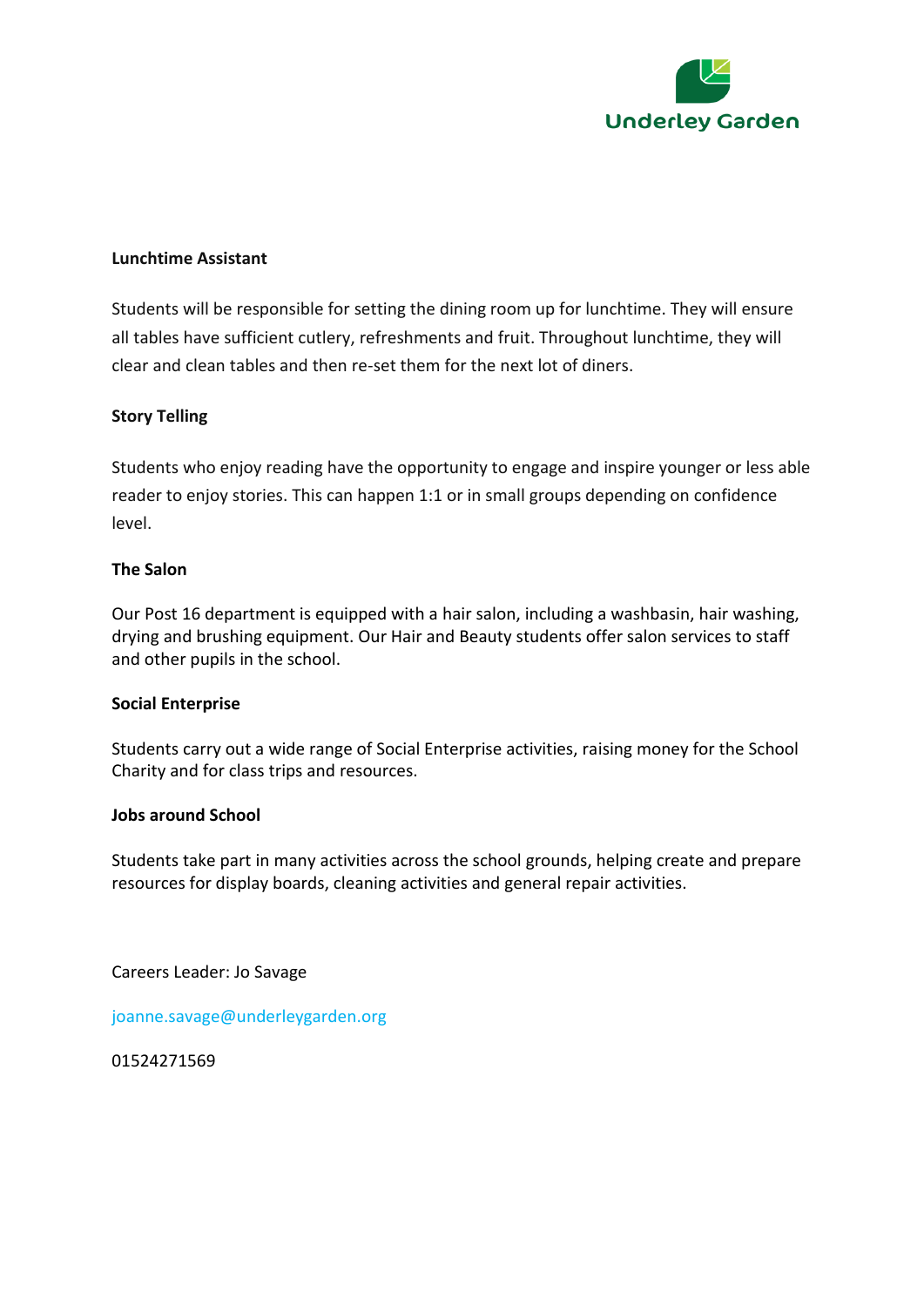Underley Garden

**Lunchtime Assistant**

Students will be responsible for setting the dining room up for lunchtime. They will ensure all tables have sufficient cutlery, refreshments and fruit. Throughout lunchtime, they will clear and clean tables and then re-set them for the next lot of diners.

**Story Telling**

Students who enjoy reading have the opportunity to engage and inspire younger or less able reader to enjoy stories. This can happen 1:1 or in small groups depending on confidence level.

**The Salon**

Our Post 16 department is equipped with a hair salon, including a washbasin, hair washing, drying and brushing equipment. Our Hair and Beauty students offer salon services to staff and other pupils in the school.

**Social Enterprise**

Students carry out a wide range of Social Enterprise activities, raising money for the School Charity and for class trips and resources.

**Jobs around School**

Students take part in many activities across the school grounds, helping create and prepare resources for display boards, cleaning activities and general repair activities.

Careers Leader: Jo Savage

joanne.savage@underleygarden.org

01524271569